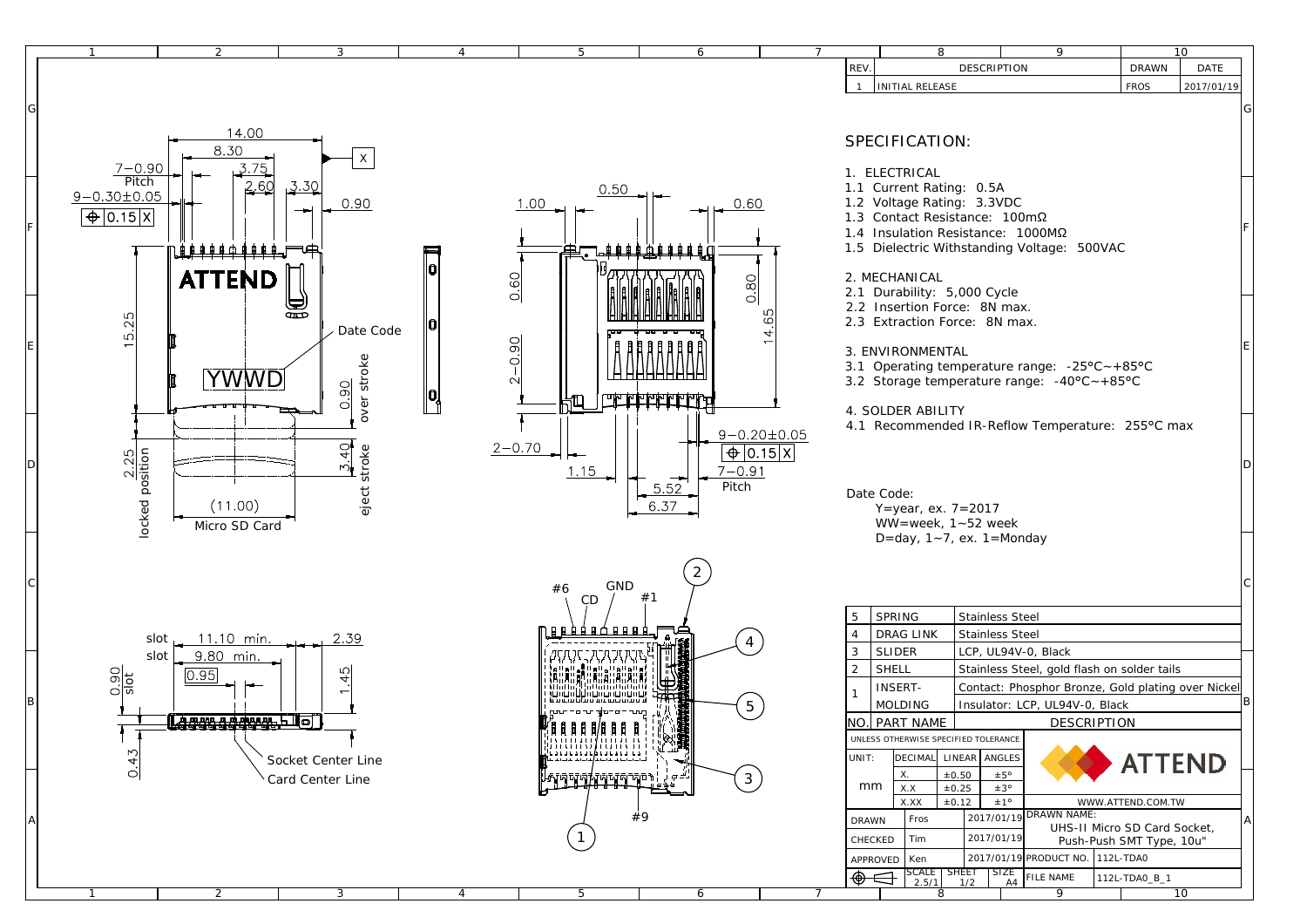| REV. | DESCRIPTION | DRAWN | DATE |
|---|---|---|---|
| 1 | INITIAL RELEASE | FROS | 2017/01/19 |

## SPECIFICATION:

1. ELECTRICAL
1.1 Current Rating: 0.5A
1.2 Voltage Rating: 3.3VDC
1.3 Contact Resistance: 100mΩ
1.4 Insulation Resistance: 1000MΩ
1.5 Dielectric Withstanding Voltage: 500VAC

2. MECHANICAL
2.1 Durability: 5,000 Cycle
2.2 Insertion Force: 8N max.
2.3 Extraction Force: 8N max.

3. ENVIRONMENTAL
3.1 Operating temperature range: -25°C~+85°C
3.2 Storage temperature range: -40°C~+85°C

4. SOLDER ABILITY
4.1 Recommended IR-Reflow Temperature: 255°C max

Date Code:
Y=year, ex. 7=2017
WW=week, 1~52 week
D=day, 1~7, ex. 1=Monday

14.00
8.30
7–0.90 Pitch
3.75
9–0.30±0.05
2.60
3.30
0.90
⊕ 0.15 X
X
ATTEND
15.25
Date Code
YWWD
0.90 over stroke
2.25 locked position
3.40 eject stroke
(11.00) Micro SD Card

1.00
0.50
0.60
0.60
0.80
14.65
2–0.90
2–0.70
9–0.20±0.05
⊕ 0.15 X
1.15
7–0.91 Pitch
5.52
6.37

slot 11.10 min.
slot 9.80 min.
2.39
0.90 slot
0.95
1.45
0.43
Socket Center Line
Card Center Line

#6 CD GND #1
#9

| NO. | PART NAME | DESCRIPTION |
|---|---|---|
| 5 | SPRING | Stainless Steel |
| 4 | DRAG LINK | Stainless Steel |
| 3 | SLIDER | LCP, UL94V-0, Black |
| 2 | SHELL | Stainless Steel, gold flash on solder tails |
| 1 | INSERT-MOLDING | Contact: Phosphor Bronze, Gold plating over Nickel<br>Insulator: LCP, UL94V-0, Black |

UNLESS OTHERWISE SPECIFIED TOLERANCE

| UNIT: | DECIMAL | LINEAR | ANGLES |
|---|---|---|---|
| mm | X. | ±0.50 | ±5° |
| | X.X | ±0.25 | ±3° |
| | X.XX | ±0.12 | ±1° |

ATTEND
WWW.ATTEND.COM.TW

| | | | |
|---|---|---|---|
| DRAWN | Fros | 2017/01/19 | DRAWN NAME: UHS-II Micro SD Card Socket, Push-Push SMT Type, 10u" |
| CHECKED | Tim | 2017/01/19 | |
| APPROVED | Ken | 2017/01/19 | PRODUCT NO. 112L-TDA0 |
| SCALE 2.5/1 | SHEET 1/2 | SIZE A4 | FILE NAME 112L-TDA0_B_1 |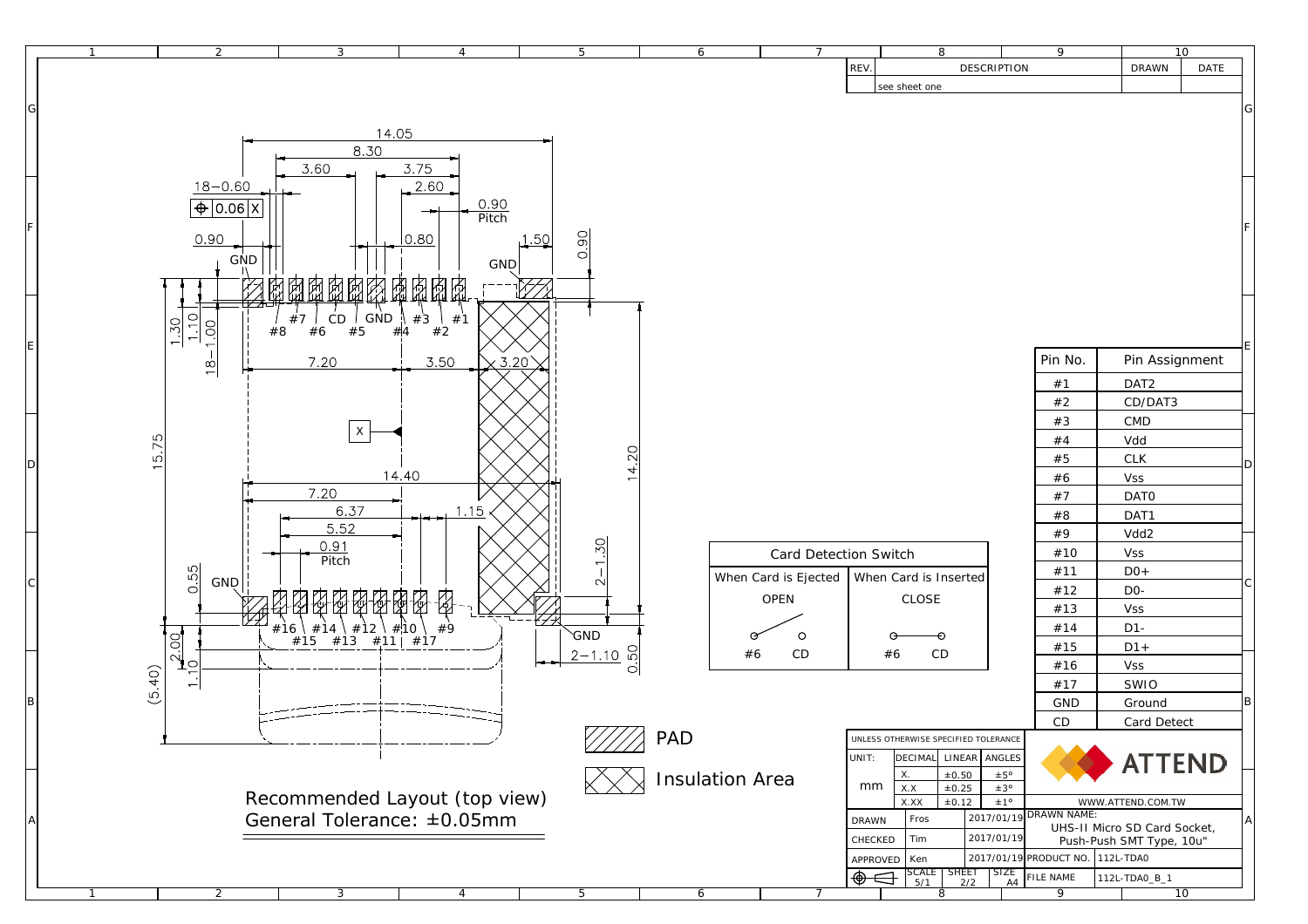| REV. | DESCRIPTION | DRAWN | DATE |
|---|---|---|---|
| | see sheet one | | |

Recommended Layout (top view)

General Tolerance: ±0.05mm

PAD

Insulation Area

| Card Detection Switch | |
|---|---|
| When Card is Ejected | When Card is Inserted |
| OPEN | CLOSE |
| #6 CD | #6 CD |

| Pin No. | Pin Assignment |
|---|---|
| #1 | DAT2 |
| #2 | CD/DAT3 |
| #3 | CMD |
| #4 | Vdd |
| #5 | CLK |
| #6 | Vss |
| #7 | DAT0 |
| #8 | DAT1 |
| #9 | Vdd2 |
| #10 | Vss |
| #11 | D0+ |
| #12 | D0- |
| #13 | Vss |
| #14 | D1- |
| #15 | D1+ |
| #16 | Vss |
| #17 | SWIO |
| GND | Ground |
| CD | Card Detect |

| UNLESS OTHERWISE SPECIFIED TOLERANCE | | | |
|---|---|---|---|
| UNIT: | DECIMAL | LINEAR | ANGLES |
| mm | X. | ±0.50 | ±5° |
| | X.X | ±0.25 | ±3° |
| | X.XX | ±0.12 | ±1° |

ATTEND

WWW.ATTEND.COM.TW

| | | | |
|---|---|---|---|
| DRAWN | Fros | 2017/01/19 | DRAWN NAME: UHS-II Micro SD Card Socket, Push-Push SMT Type, 10u" |
| CHECKED | Tim | 2017/01/19 | |
| APPROVED | Ken | 2017/01/19 | PRODUCT NO. 112L-TDA0 |
| SCALE 5/1 | SHEET 2/2 | SIZE A4 | FILE NAME 112L-TDA0_B_1 |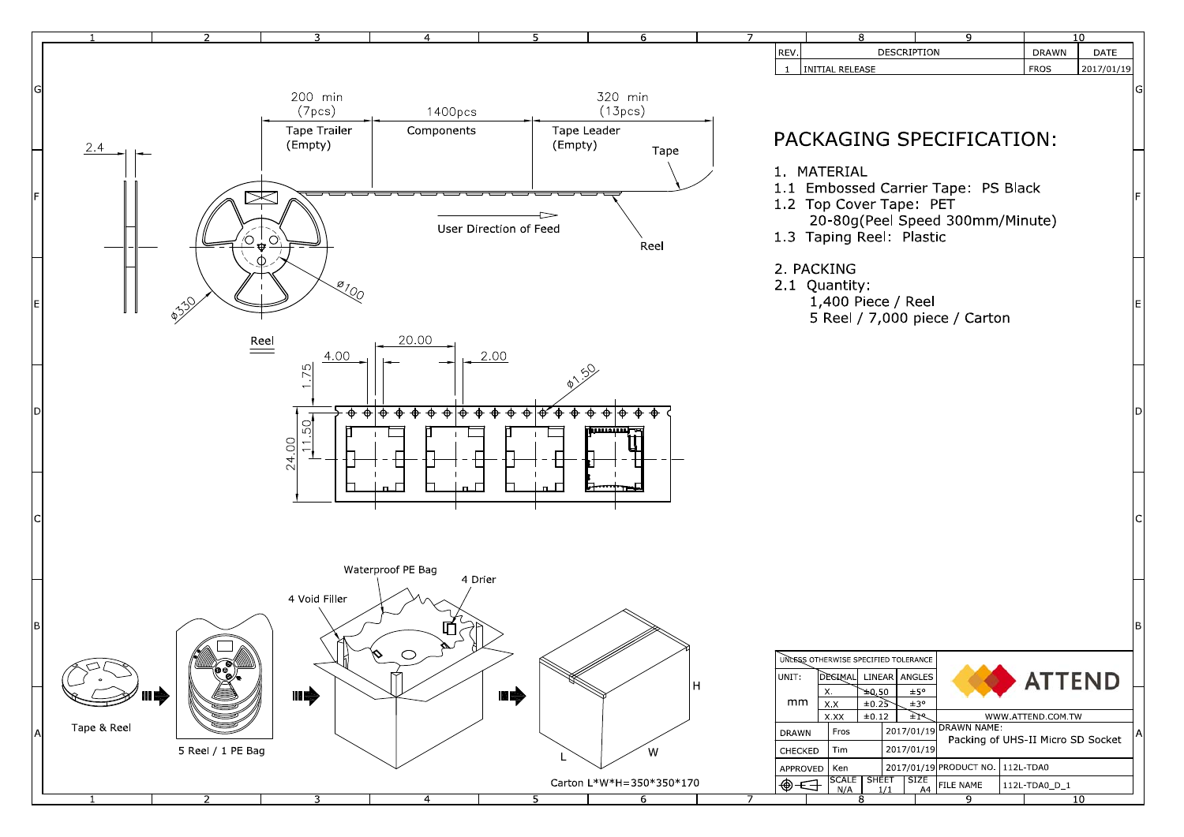| REV. | DESCRIPTION | DRAWN | DATE |
| --- | --- | --- | --- |
| 1 | INITIAL RELEASE | FROS | 2017/01/19 |

200 min
(7pcs)
Tape Trailer
(Empty)

1400pcs
Components

320 min
(13pcs)
Tape Leader
(Empty)

Tape

User Direction of Feed

Reel

2.4

Ø330

Ø100

Reel

4.00
20.00
2.00
Ø1.50
1.75
11.50
24.00

Waterproof PE Bag
4 Drier
4 Void Filler

Tape & Reel

5 Reel / 1 PE Bag

H
L
W

Carton L*W*H=350*350*170

# PACKAGING SPECIFICATION:

1. MATERIAL
   - 1.1 Embossed Carrier Tape: PS Black
   - 1.2 Top Cover Tape: PET
     20-80g(Peel Speed 300mm/Minute)
   - 1.3 Taping Reel: Plastic

2. PACKING
   - 2.1 Quantity:
     1,400 Piece / Reel
     5 Reel / 7,000 piece / Carton

| UNLESS OTHERWISE SPECIFIED TOLERANCE | | | |
| --- | --- | --- | --- |
| UNIT: | DECIMAL | LINEAR | ANGLES |
| mm | X. | ±0.50 | ±5° |
| | X.X | ±0.25 | ±3° |
| | X.XX | ±0.12 | ±1° |

ATTEND
WWW.ATTEND.COM.TW

| | | | | |
| --- | --- | --- | --- | --- |
| DRAWN | Fros | 2017/01/19 | DRAWN NAME: Packing of UHS-II Micro SD Socket | |
| CHECKED | Tim | 2017/01/19 | | |
| APPROVED | Ken | 2017/01/19 | PRODUCT NO. | 112L-TDA0 |
| | SCALE N/A | SHEET 1/1 | SIZE A4 | FILE NAME: 112L-TDA0_D_1 |